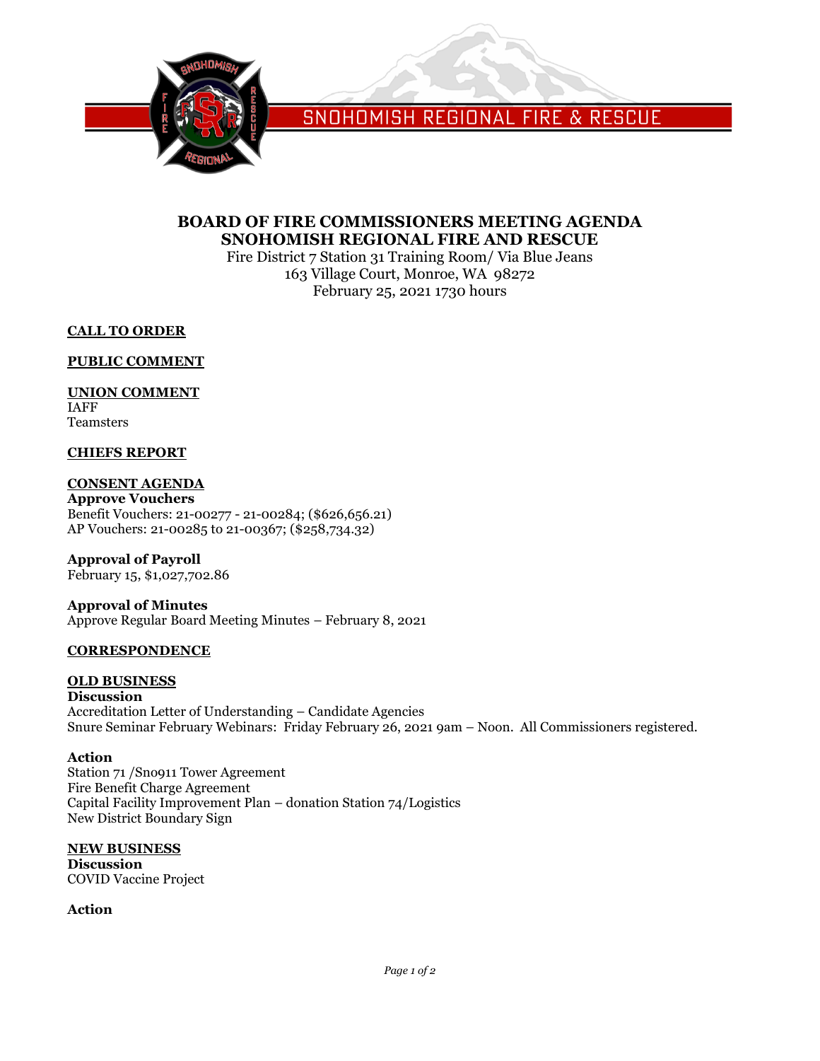SNOHOMISH REGIONAL FIRE & RESCUE

# BOARD OF FIRE COMMISSIONERS MEETING AGENDA
# SNOHOMISH REGIONAL FIRE AND RESCUE

Fire District 7 Station 31 Training Room/ Via Blue Jeans
163 Village Court, Monroe, WA 98272
February 25, 2021 1730 hours

## CALL TO ORDER

## PUBLIC COMMENT

## UNION COMMENT

IAFF
Teamsters

## CHIEFS REPORT

## CONSENT AGENDA

**Approve Vouchers**
Benefit Vouchers: 21-00277 - 21-00284; ($626,656.21)
AP Vouchers: 21-00285 to 21-00367; ($258,734.32)

**Approval of Payroll**
February 15, $1,027,702.86

**Approval of Minutes**
Approve Regular Board Meeting Minutes – February 8, 2021

## CORRESPONDENCE

## OLD BUSINESS

**Discussion**
Accreditation Letter of Understanding – Candidate Agencies
Snure Seminar February Webinars: Friday February 26, 2021 9am – Noon. All Commissioners registered.

**Action**
Station 71 /Sno911 Tower Agreement
Fire Benefit Charge Agreement
Capital Facility Improvement Plan – donation Station 74/Logistics
New District Boundary Sign

## NEW BUSINESS

**Discussion**
COVID Vaccine Project

**Action**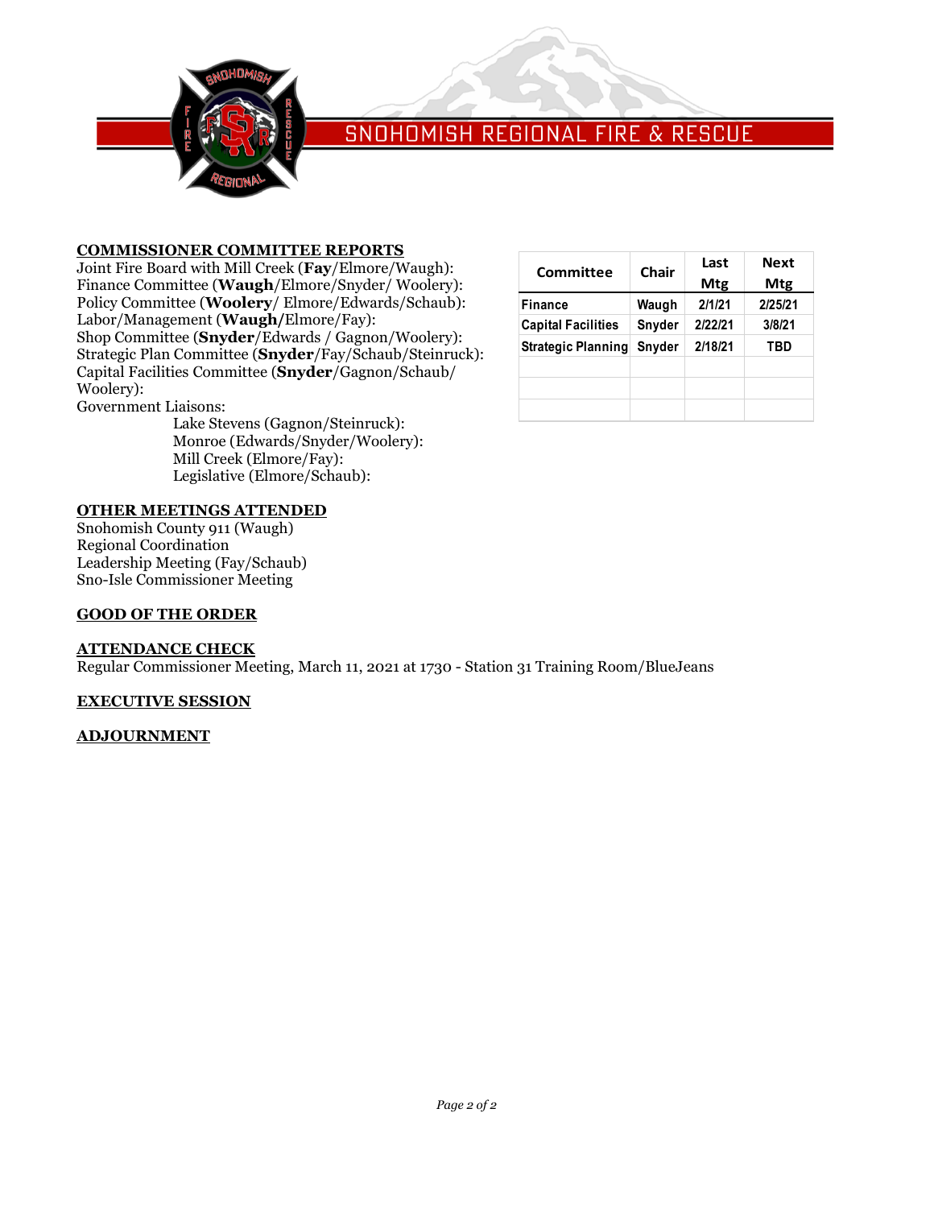## COMMISSIONER COMMITTEE REPORTS

Joint Fire Board with Mill Creek (**Fay**/Elmore/Waugh):
Finance Committee (**Waugh**/Elmore/Snyder/ Woolery):
Policy Committee (**Woolery**/ Elmore/Edwards/Schaub):
Labor/Management (**Waugh/**Elmore/Fay):
Shop Committee (**Snyder**/Edwards / Gagnon/Woolery):
Strategic Plan Committee (**Snyder**/Fay/Schaub/Steinruck):
Capital Facilities Committee (**Snyder**/Gagnon/Schaub/ Woolery):
Government Liaisons:

- Lake Stevens (Gagnon/Steinruck):
- Monroe (Edwards/Snyder/Woolery):
- Mill Creek (Elmore/Fay):
- Legislative (Elmore/Schaub):

| Committee | Chair | Last Mtg | Next Mtg |
|---|---|---|---|
| Finance | Waugh | 2/1/21 | 2/25/21 |
| Capital Facilities | Snyder | 2/22/21 | 3/8/21 |
| Strategic Planning | Snyder | 2/18/21 | TBD |
| | | | |
| | | | |
| | | | |

## OTHER MEETINGS ATTENDED

Snohomish County 911 (Waugh)
Regional Coordination
Leadership Meeting (Fay/Schaub)
Sno-Isle Commissioner Meeting

## GOOD OF THE ORDER

## ATTENDANCE CHECK

Regular Commissioner Meeting, March 11, 2021 at 1730 - Station 31 Training Room/BlueJeans

## EXECUTIVE SESSION

## ADJOURNMENT